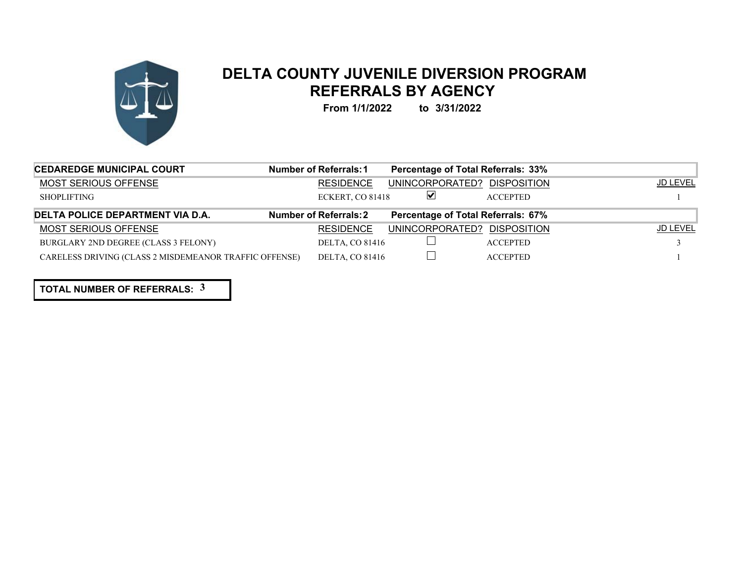# DELTA COUNTY JUVENILE DIVERSION PROGRAM
## REFERRALS BY AGENCY

**From 1/1/2022 to 3/31/2022**

**CEDAREDGE MUNICIPAL COURT** — **Number of Referrals: 1** — **Percentage of Total Referrals: 33%**

| MOST SERIOUS OFFENSE | RESIDENCE | UNINCORPORATED? | DISPOSITION | JD LEVEL |
|---|---|---|---|---|
| SHOPLIFTING | ECKERT, CO 81418 | ☑ | ACCEPTED | 1 |

**DELTA POLICE DEPARTMENT VIA D.A.** — **Number of Referrals: 2** — **Percentage of Total Referrals: 67%**

| MOST SERIOUS OFFENSE | RESIDENCE | UNINCORPORATED? | DISPOSITION | JD LEVEL |
|---|---|---|---|---|
| BURGLARY 2ND DEGREE (CLASS 3 FELONY) | DELTA, CO 81416 | ☐ | ACCEPTED | 3 |
| CARELESS DRIVING (CLASS 2 MISDEMEANOR TRAFFIC OFFENSE) | DELTA, CO 81416 | ☐ | ACCEPTED | 1 |

**TOTAL NUMBER OF REFERRALS: 3**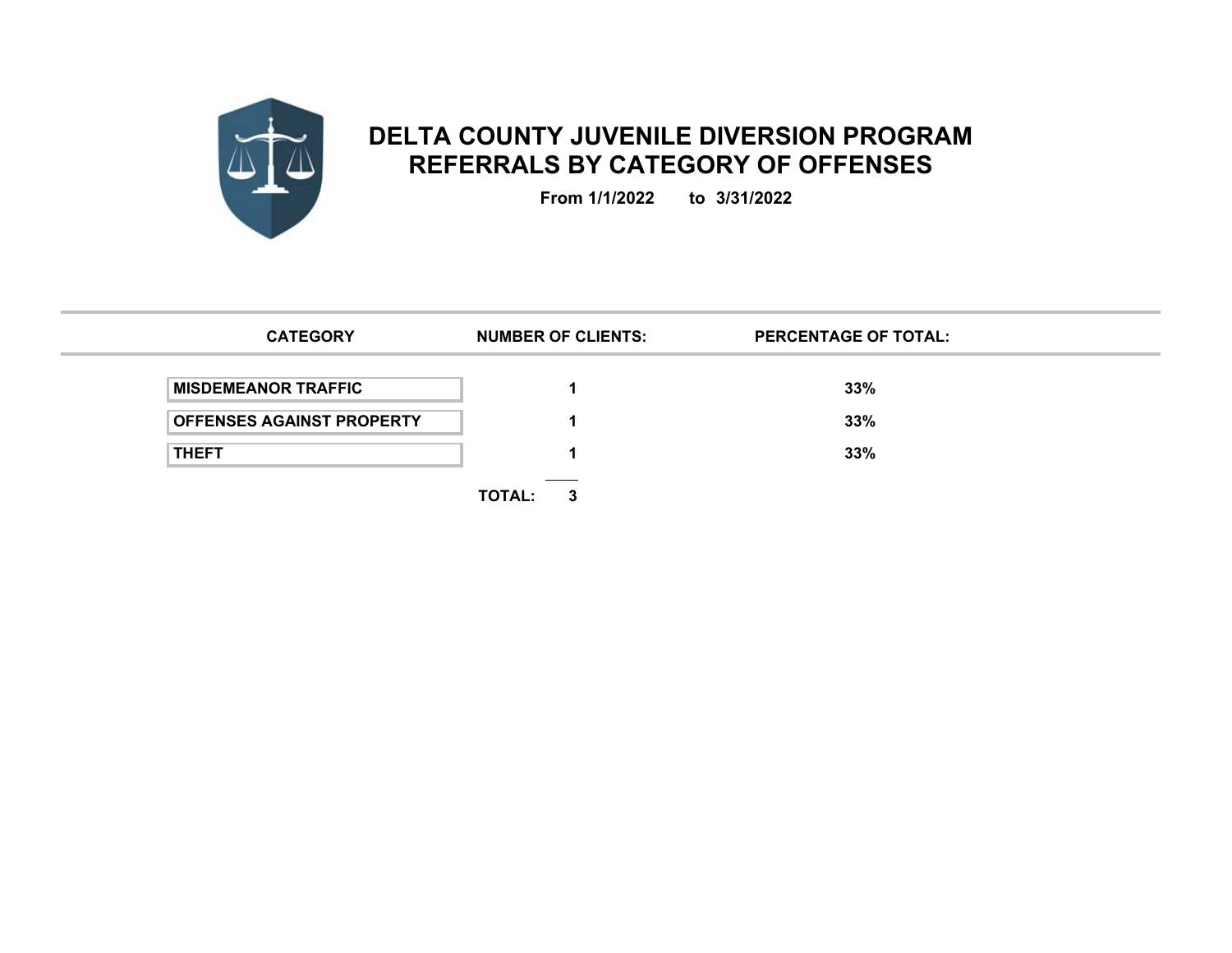# DELTA COUNTY JUVENILE DIVERSION PROGRAM
# REFERRALS BY CATEGORY OF OFFENSES

**From 1/1/2022 to 3/31/2022**

| CATEGORY | NUMBER OF CLIENTS: | PERCENTAGE OF TOTAL: |
| --- | --- | --- |
| MISDEMEANOR TRAFFIC | 1 | 33% |
| OFFENSES AGAINST PROPERTY | 1 | 33% |
| THEFT | 1 | 33% |
| TOTAL: | 3 | |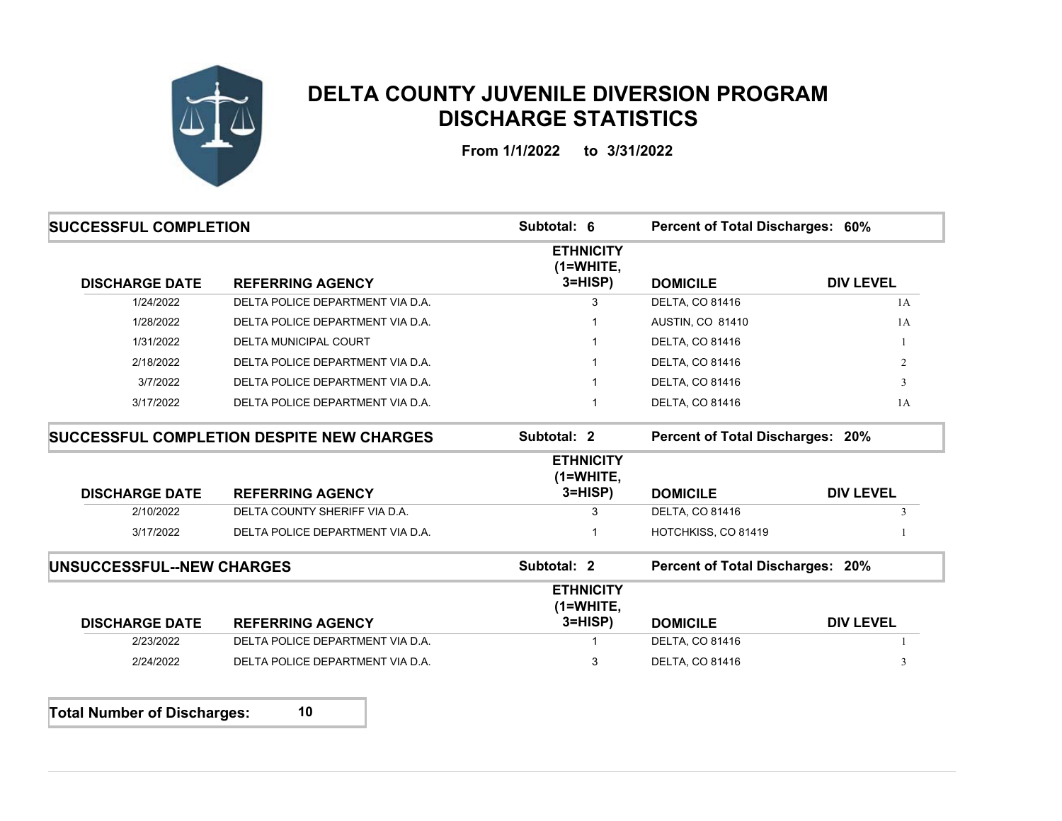# DELTA COUNTY JUVENILE DIVERSION PROGRAM
# DISCHARGE STATISTICS

**From 1/1/2022 to 3/31/2022**

## SUCCESSFUL COMPLETION

**Subtotal: 6** | **Percent of Total Discharges: 60%**

| DISCHARGE DATE | REFERRING AGENCY | ETHNICITY (1=WHITE, 3=HISP) | DOMICILE | DIV LEVEL |
|---|---|---|---|---|
| 1/24/2022 | DELTA POLICE DEPARTMENT VIA D.A. | 3 | DELTA, CO 81416 | 1A |
| 1/28/2022 | DELTA POLICE DEPARTMENT VIA D.A. | 1 | AUSTIN, CO 81410 | 1A |
| 1/31/2022 | DELTA MUNICIPAL COURT | 1 | DELTA, CO 81416 | 1 |
| 2/18/2022 | DELTA POLICE DEPARTMENT VIA D.A. | 1 | DELTA, CO 81416 | 2 |
| 3/7/2022 | DELTA POLICE DEPARTMENT VIA D.A. | 1 | DELTA, CO 81416 | 3 |
| 3/17/2022 | DELTA POLICE DEPARTMENT VIA D.A. | 1 | DELTA, CO 81416 | 1A |

## SUCCESSFUL COMPLETION DESPITE NEW CHARGES

**Subtotal: 2** | **Percent of Total Discharges: 20%**

| DISCHARGE DATE | REFERRING AGENCY | ETHNICITY (1=WHITE, 3=HISP) | DOMICILE | DIV LEVEL |
|---|---|---|---|---|
| 2/10/2022 | DELTA COUNTY SHERIFF VIA D.A. | 3 | DELTA, CO 81416 | 3 |
| 3/17/2022 | DELTA POLICE DEPARTMENT VIA D.A. | 1 | HOTCHKISS, CO 81419 | 1 |

## UNSUCCESSFUL--NEW CHARGES

**Subtotal: 2** | **Percent of Total Discharges: 20%**

| DISCHARGE DATE | REFERRING AGENCY | ETHNICITY (1=WHITE, 3=HISP) | DOMICILE | DIV LEVEL |
|---|---|---|---|---|
| 2/23/2022 | DELTA POLICE DEPARTMENT VIA D.A. | 1 | DELTA, CO 81416 | 1 |
| 2/24/2022 | DELTA POLICE DEPARTMENT VIA D.A. | 3 | DELTA, CO 81416 | 3 |

**Total Number of Discharges: 10**